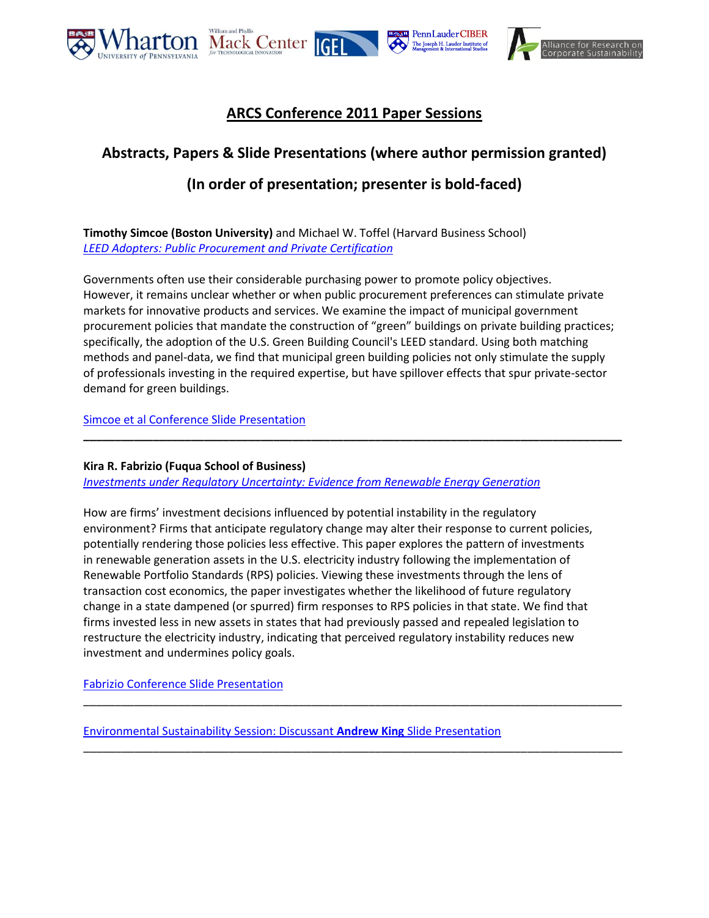# ARCS Conference 2011 Paper Sessions

## Abstracts, Papers & Slide Presentations (where author permission granted)

## (In order of presentation; presenter is bold-faced)

**Timothy Simcoe (Boston University)** and Michael W. Toffel (Harvard Business School)
*LEED Adopters: Public Procurement and Private Certification*

Governments often use their considerable purchasing power to promote policy objectives. However, it remains unclear whether or when public procurement preferences can stimulate private markets for innovative products and services. We examine the impact of municipal government procurement policies that mandate the construction of "green" buildings on private building practices; specifically, the adoption of the U.S. Green Building Council's LEED standard. Using both matching methods and panel-data, we find that municipal green building policies not only stimulate the supply of professionals investing in the required expertise, but have spillover effects that spur private-sector demand for green buildings.

Simcoe et al Conference Slide Presentation

---

**Kira R. Fabrizio (Fuqua School of Business)**
*Investments under Regulatory Uncertainty: Evidence from Renewable Energy Generation*

How are firms' investment decisions influenced by potential instability in the regulatory environment? Firms that anticipate regulatory change may alter their response to current policies, potentially rendering those policies less effective. This paper explores the pattern of investments in renewable generation assets in the U.S. electricity industry following the implementation of Renewable Portfolio Standards (RPS) policies. Viewing these investments through the lens of transaction cost economics, the paper investigates whether the likelihood of future regulatory change in a state dampened (or spurred) firm responses to RPS policies in that state. We find that firms invested less in new assets in states that had previously passed and repealed legislation to restructure the electricity industry, indicating that perceived regulatory instability reduces new investment and undermines policy goals.

Fabrizio Conference Slide Presentation

---

Environmental Sustainability Session: Discussant **Andrew King** Slide Presentation

---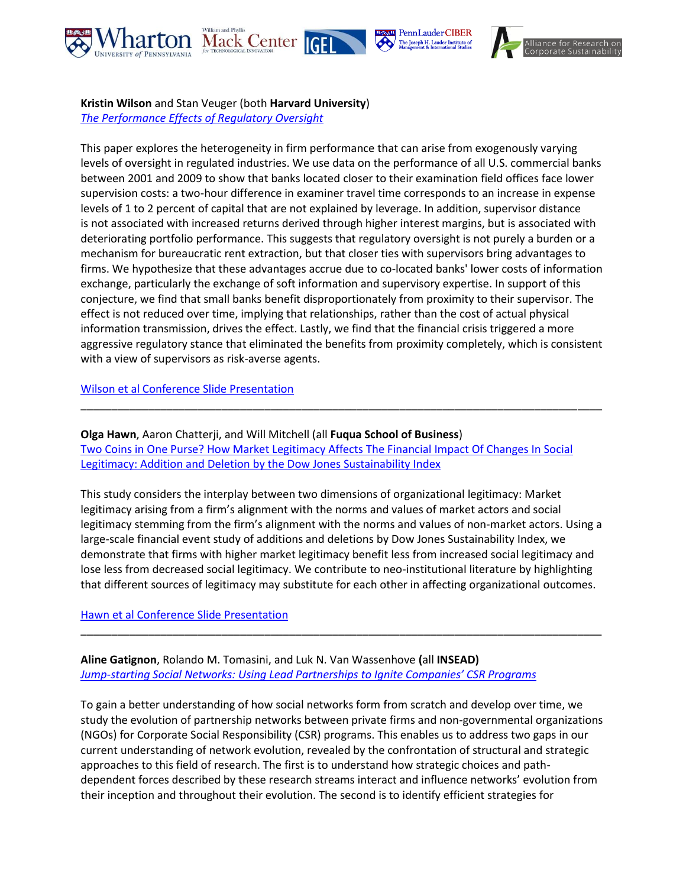**Kristin Wilson** and Stan Veuger (both **Harvard University**)
*The Performance Effects of Regulatory Oversight*

This paper explores the heterogeneity in firm performance that can arise from exogenously varying levels of oversight in regulated industries. We use data on the performance of all U.S. commercial banks between 2001 and 2009 to show that banks located closer to their examination field offices face lower supervision costs: a two-hour difference in examiner travel time corresponds to an increase in expense levels of 1 to 2 percent of capital that are not explained by leverage. In addition, supervisor distance is not associated with increased returns derived through higher interest margins, but is associated with deteriorating portfolio performance. This suggests that regulatory oversight is not purely a burden or a mechanism for bureaucratic rent extraction, but that closer ties with supervisors bring advantages to firms. We hypothesize that these advantages accrue due to co-located banks' lower costs of information exchange, particularly the exchange of soft information and supervisory expertise. In support of this conjecture, we find that small banks benefit disproportionately from proximity to their supervisor. The effect is not reduced over time, implying that relationships, rather than the cost of actual physical information transmission, drives the effect. Lastly, we find that the financial crisis triggered a more aggressive regulatory stance that eliminated the benefits from proximity completely, which is consistent with a view of supervisors as risk-averse agents.

Wilson et al Conference Slide Presentation

---

**Olga Hawn**, Aaron Chatterji, and Will Mitchell (all **Fuqua School of Business**)
Two Coins in One Purse? How Market Legitimacy Affects The Financial Impact Of Changes In Social Legitimacy: Addition and Deletion by the Dow Jones Sustainability Index

This study considers the interplay between two dimensions of organizational legitimacy: Market legitimacy arising from a firm's alignment with the norms and values of market actors and social legitimacy stemming from the firm's alignment with the norms and values of non-market actors. Using a large-scale financial event study of additions and deletions by Dow Jones Sustainability Index, we demonstrate that firms with higher market legitimacy benefit less from increased social legitimacy and lose less from decreased social legitimacy. We contribute to neo-institutional literature by highlighting that different sources of legitimacy may substitute for each other in affecting organizational outcomes.

Hawn et al Conference Slide Presentation

---

**Aline Gatignon**, Rolando M. Tomasini, and Luk N. Van Wassenhove **(**all **INSEAD)**
*Jump-starting Social Networks: Using Lead Partnerships to Ignite Companies' CSR Programs*

To gain a better understanding of how social networks form from scratch and develop over time, we study the evolution of partnership networks between private firms and non-governmental organizations (NGOs) for Corporate Social Responsibility (CSR) programs. This enables us to address two gaps in our current understanding of network evolution, revealed by the confrontation of structural and strategic approaches to this field of research. The first is to understand how strategic choices and path-dependent forces described by these research streams interact and influence networks' evolution from their inception and throughout their evolution. The second is to identify efficient strategies for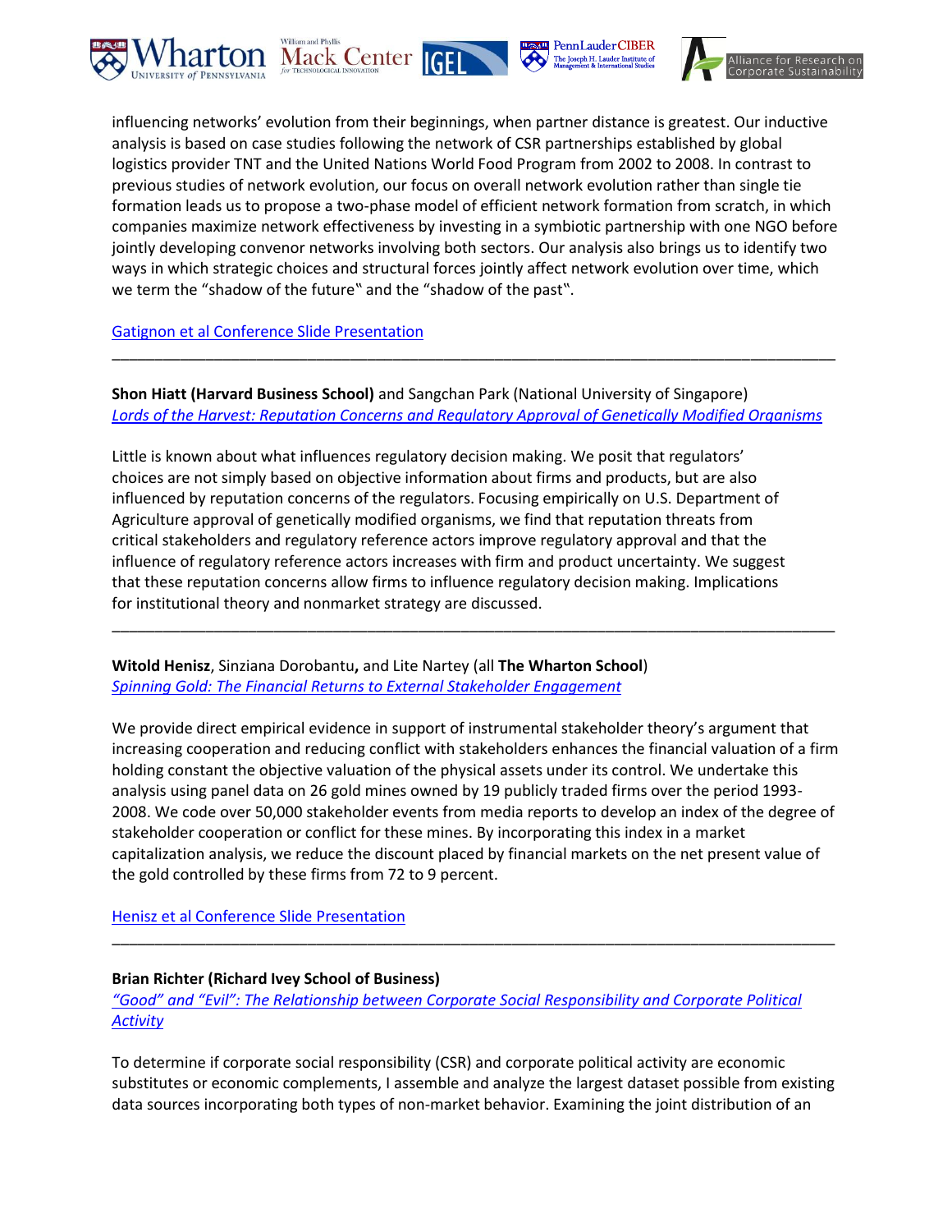influencing networks' evolution from their beginnings, when partner distance is greatest. Our inductive analysis is based on case studies following the network of CSR partnerships established by global logistics provider TNT and the United Nations World Food Program from 2002 to 2008. In contrast to previous studies of network evolution, our focus on overall network evolution rather than single tie formation leads us to propose a two-phase model of efficient network formation from scratch, in which companies maximize network effectiveness by investing in a symbiotic partnership with one NGO before jointly developing convenor networks involving both sectors. Our analysis also brings us to identify two ways in which strategic choices and structural forces jointly affect network evolution over time, which we term the "shadow of the future‟ and the "shadow of the past‟.

Gatignon et al Conference Slide Presentation

---

**Shon Hiatt (Harvard Business School)** and Sangchan Park (National University of Singapore)
*Lords of the Harvest: Reputation Concerns and Regulatory Approval of Genetically Modified Organisms*

Little is known about what influences regulatory decision making. We posit that regulators' choices are not simply based on objective information about firms and products, but are also influenced by reputation concerns of the regulators. Focusing empirically on U.S. Department of Agriculture approval of genetically modified organisms, we find that reputation threats from critical stakeholders and regulatory reference actors improve regulatory approval and that the influence of regulatory reference actors increases with firm and product uncertainty. We suggest that these reputation concerns allow firms to influence regulatory decision making. Implications for institutional theory and nonmarket strategy are discussed.

---

**Witold Henisz**, Sinziana Dorobantu**,** and Lite Nartey (all **The Wharton School**)
*Spinning Gold: The Financial Returns to External Stakeholder Engagement*

We provide direct empirical evidence in support of instrumental stakeholder theory's argument that increasing cooperation and reducing conflict with stakeholders enhances the financial valuation of a firm holding constant the objective valuation of the physical assets under its control. We undertake this analysis using panel data on 26 gold mines owned by 19 publicly traded firms over the period 1993-2008. We code over 50,000 stakeholder events from media reports to develop an index of the degree of stakeholder cooperation or conflict for these mines. By incorporating this index in a market capitalization analysis, we reduce the discount placed by financial markets on the net present value of the gold controlled by these firms from 72 to 9 percent.

Henisz et al Conference Slide Presentation

---

**Brian Richter (Richard Ivey School of Business)**
*"Good" and "Evil": The Relationship between Corporate Social Responsibility and Corporate Political Activity*

To determine if corporate social responsibility (CSR) and corporate political activity are economic substitutes or economic complements, I assemble and analyze the largest dataset possible from existing data sources incorporating both types of non-market behavior. Examining the joint distribution of an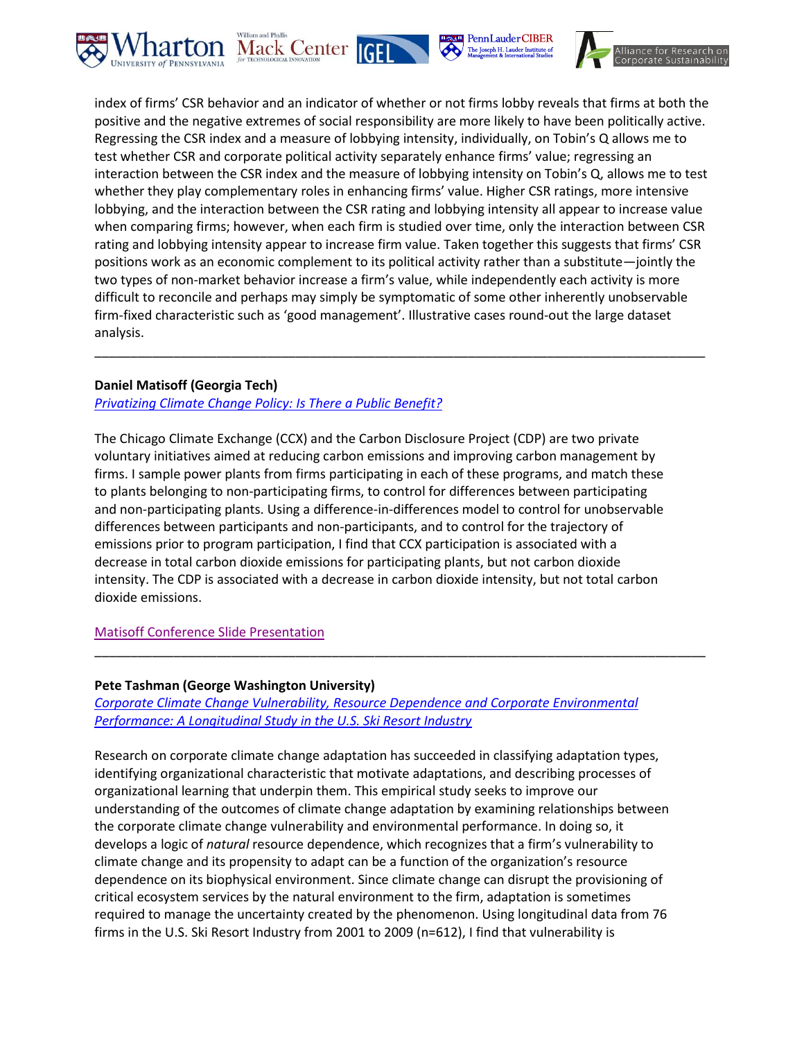index of firms' CSR behavior and an indicator of whether or not firms lobby reveals that firms at both the positive and the negative extremes of social responsibility are more likely to have been politically active. Regressing the CSR index and a measure of lobbying intensity, individually, on Tobin's Q allows me to test whether CSR and corporate political activity separately enhance firms' value; regressing an interaction between the CSR index and the measure of lobbying intensity on Tobin's Q, allows me to test whether they play complementary roles in enhancing firms' value. Higher CSR ratings, more intensive lobbying, and the interaction between the CSR rating and lobbying intensity all appear to increase value when comparing firms; however, when each firm is studied over time, only the interaction between CSR rating and lobbying intensity appear to increase firm value. Taken together this suggests that firms' CSR positions work as an economic complement to its political activity rather than a substitute—jointly the two types of non-market behavior increase a firm's value, while independently each activity is more difficult to reconcile and perhaps may simply be symptomatic of some other inherently unobservable firm-fixed characteristic such as 'good management'. Illustrative cases round-out the large dataset analysis.

---

**Daniel Matisoff (Georgia Tech)**

*Privatizing Climate Change Policy: Is There a Public Benefit?*

The Chicago Climate Exchange (CCX) and the Carbon Disclosure Project (CDP) are two private voluntary initiatives aimed at reducing carbon emissions and improving carbon management by firms. I sample power plants from firms participating in each of these programs, and match these to plants belonging to non-participating firms, to control for differences between participating and non-participating plants. Using a difference-in-differences model to control for unobservable differences between participants and non-participants, and to control for the trajectory of emissions prior to program participation, I find that CCX participation is associated with a decrease in total carbon dioxide emissions for participating plants, but not carbon dioxide intensity. The CDP is associated with a decrease in carbon dioxide intensity, but not total carbon dioxide emissions.

Matisoff Conference Slide Presentation

---

**Pete Tashman (George Washington University)**

*Corporate Climate Change Vulnerability, Resource Dependence and Corporate Environmental Performance: A Longitudinal Study in the U.S. Ski Resort Industry*

Research on corporate climate change adaptation has succeeded in classifying adaptation types, identifying organizational characteristic that motivate adaptations, and describing processes of organizational learning that underpin them. This empirical study seeks to improve our understanding of the outcomes of climate change adaptation by examining relationships between the corporate climate change vulnerability and environmental performance. In doing so, it develops a logic of *natural* resource dependence, which recognizes that a firm's vulnerability to climate change and its propensity to adapt can be a function of the organization's resource dependence on its biophysical environment. Since climate change can disrupt the provisioning of critical ecosystem services by the natural environment to the firm, adaptation is sometimes required to manage the uncertainty created by the phenomenon. Using longitudinal data from 76 firms in the U.S. Ski Resort Industry from 2001 to 2009 (n=612), I find that vulnerability is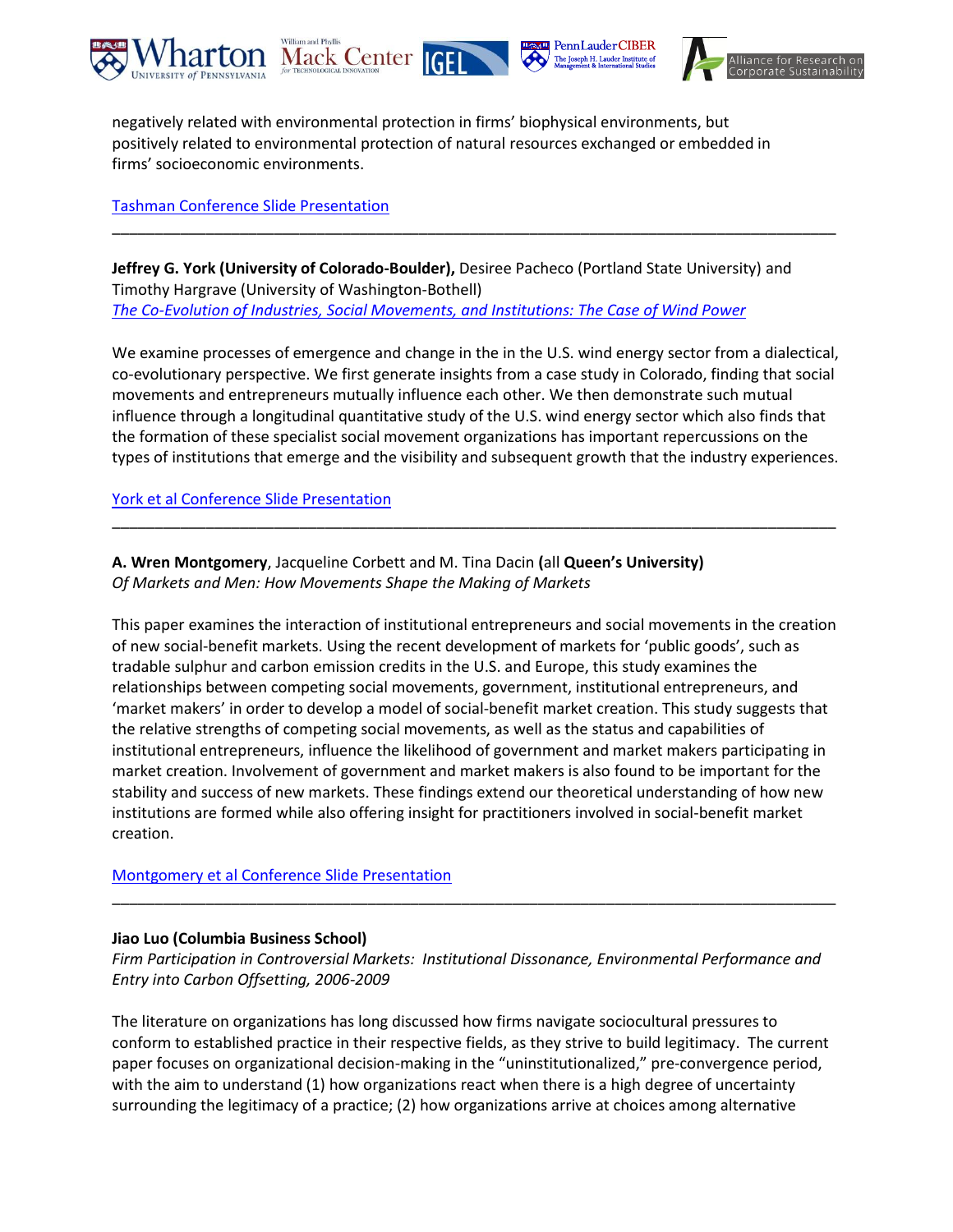negatively related with environmental protection in firms' biophysical environments, but positively related to environmental protection of natural resources exchanged or embedded in firms' socioeconomic environments.

[Tashman Conference Slide Presentation]

---

**Jeffrey G. York (University of Colorado-Boulder),** Desiree Pacheco (Portland State University) and Timothy Hargrave (University of Washington-Bothell)
*[The Co-Evolution of Industries, Social Movements, and Institutions: The Case of Wind Power]*

We examine processes of emergence and change in the in the U.S. wind energy sector from a dialectical, co-evolutionary perspective. We first generate insights from a case study in Colorado, finding that social movements and entrepreneurs mutually influence each other. We then demonstrate such mutual influence through a longitudinal quantitative study of the U.S. wind energy sector which also finds that the formation of these specialist social movement organizations has important repercussions on the types of institutions that emerge and the visibility and subsequent growth that the industry experiences.

[York et al Conference Slide Presentation]

---

**A. Wren Montgomery**, Jacqueline Corbett and M. Tina Dacin **(**all **Queen's University)**
*Of Markets and Men: How Movements Shape the Making of Markets*

This paper examines the interaction of institutional entrepreneurs and social movements in the creation of new social-benefit markets. Using the recent development of markets for 'public goods', such as tradable sulphur and carbon emission credits in the U.S. and Europe, this study examines the relationships between competing social movements, government, institutional entrepreneurs, and 'market makers' in order to develop a model of social-benefit market creation. This study suggests that the relative strengths of competing social movements, as well as the status and capabilities of institutional entrepreneurs, influence the likelihood of government and market makers participating in market creation. Involvement of government and market makers is also found to be important for the stability and success of new markets. These findings extend our theoretical understanding of how new institutions are formed while also offering insight for practitioners involved in social-benefit market creation.

[Montgomery et al Conference Slide Presentation]

---

**Jiao Luo (Columbia Business School)**
*Firm Participation in Controversial Markets: Institutional Dissonance, Environmental Performance and Entry into Carbon Offsetting, 2006-2009*

The literature on organizations has long discussed how firms navigate sociocultural pressures to conform to established practice in their respective fields, as they strive to build legitimacy. The current paper focuses on organizational decision-making in the "uninstitutionalized," pre-convergence period, with the aim to understand (1) how organizations react when there is a high degree of uncertainty surrounding the legitimacy of a practice; (2) how organizations arrive at choices among alternative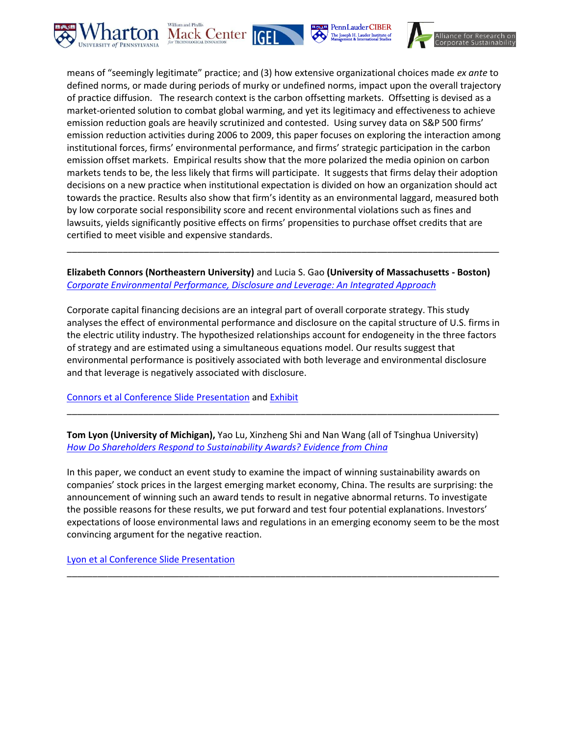means of "seemingly legitimate" practice; and (3) how extensive organizational choices made *ex ante* to defined norms, or made during periods of murky or undefined norms, impact upon the overall trajectory of practice diffusion. The research context is the carbon offsetting markets. Offsetting is devised as a market-oriented solution to combat global warming, and yet its legitimacy and effectiveness to achieve emission reduction goals are heavily scrutinized and contested. Using survey data on S&P 500 firms' emission reduction activities during 2006 to 2009, this paper focuses on exploring the interaction among institutional forces, firms' environmental performance, and firms' strategic participation in the carbon emission offset markets. Empirical results show that the more polarized the media opinion on carbon markets tends to be, the less likely that firms will participate. It suggests that firms delay their adoption decisions on a new practice when institutional expectation is divided on how an organization should act towards the practice. Results also show that firm's identity as an environmental laggard, measured both by low corporate social responsibility score and recent environmental violations such as fines and lawsuits, yields significantly positive effects on firms' propensities to purchase offset credits that are certified to meet visible and expensive standards.

---

**Elizabeth Connors (Northeastern University)** and Lucia S. Gao **(University of Massachusetts - Boston)**
*Corporate Environmental Performance, Disclosure and Leverage: An Integrated Approach*

Corporate capital financing decisions are an integral part of overall corporate strategy. This study analyses the effect of environmental performance and disclosure on the capital structure of U.S. firms in the electric utility industry. The hypothesized relationships account for endogeneity in the three factors of strategy and are estimated using a simultaneous equations model. Our results suggest that environmental performance is positively associated with both leverage and environmental disclosure and that leverage is negatively associated with disclosure.

Connors et al Conference Slide Presentation and Exhibit

---

**Tom Lyon (University of Michigan),** Yao Lu, Xinzheng Shi and Nan Wang (all of Tsinghua University)
*How Do Shareholders Respond to Sustainability Awards? Evidence from China*

In this paper, we conduct an event study to examine the impact of winning sustainability awards on companies' stock prices in the largest emerging market economy, China. The results are surprising: the announcement of winning such an award tends to result in negative abnormal returns. To investigate the possible reasons for these results, we put forward and test four potential explanations. Investors' expectations of loose environmental laws and regulations in an emerging economy seem to be the most convincing argument for the negative reaction.

Lyon et al Conference Slide Presentation

---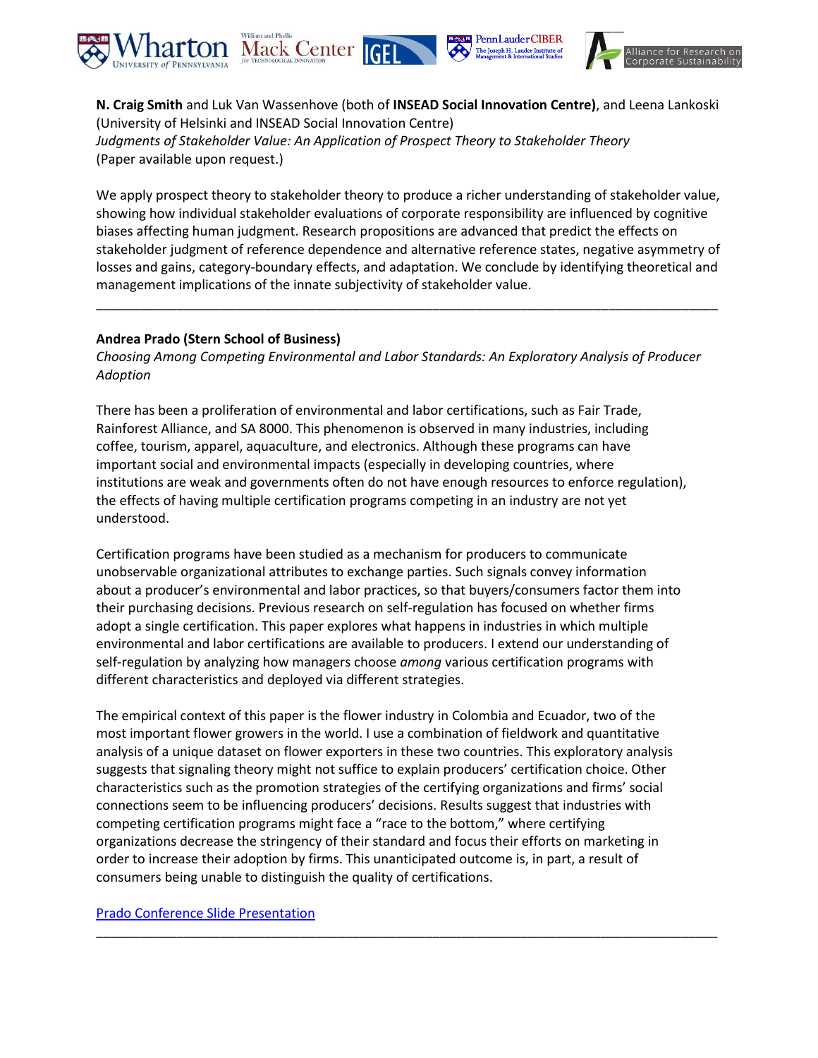**N. Craig Smith** and Luk Van Wassenhove (both of **INSEAD Social Innovation Centre**), and Leena Lankoski (University of Helsinki and INSEAD Social Innovation Centre)
*Judgments of Stakeholder Value: An Application of Prospect Theory to Stakeholder Theory*
(Paper available upon request.)

We apply prospect theory to stakeholder theory to produce a richer understanding of stakeholder value, showing how individual stakeholder evaluations of corporate responsibility are influenced by cognitive biases affecting human judgment. Research propositions are advanced that predict the effects on stakeholder judgment of reference dependence and alternative reference states, negative asymmetry of losses and gains, category-boundary effects, and adaptation. We conclude by identifying theoretical and management implications of the innate subjectivity of stakeholder value.

---

**Andrea Prado (Stern School of Business)**
*Choosing Among Competing Environmental and Labor Standards: An Exploratory Analysis of Producer Adoption*

There has been a proliferation of environmental and labor certifications, such as Fair Trade, Rainforest Alliance, and SA 8000. This phenomenon is observed in many industries, including coffee, tourism, apparel, aquaculture, and electronics. Although these programs can have important social and environmental impacts (especially in developing countries, where institutions are weak and governments often do not have enough resources to enforce regulation), the effects of having multiple certification programs competing in an industry are not yet understood.

Certification programs have been studied as a mechanism for producers to communicate unobservable organizational attributes to exchange parties. Such signals convey information about a producer's environmental and labor practices, so that buyers/consumers factor them into their purchasing decisions. Previous research on self-regulation has focused on whether firms adopt a single certification. This paper explores what happens in industries in which multiple environmental and labor certifications are available to producers. I extend our understanding of self-regulation by analyzing how managers choose *among* various certification programs with different characteristics and deployed via different strategies.

The empirical context of this paper is the flower industry in Colombia and Ecuador, two of the most important flower growers in the world. I use a combination of fieldwork and quantitative analysis of a unique dataset on flower exporters in these two countries. This exploratory analysis suggests that signaling theory might not suffice to explain producers' certification choice. Other characteristics such as the promotion strategies of the certifying organizations and firms' social connections seem to be influencing producers' decisions. Results suggest that industries with competing certification programs might face a "race to the bottom," where certifying organizations decrease the stringency of their standard and focus their efforts on marketing in order to increase their adoption by firms. This unanticipated outcome is, in part, a result of consumers being unable to distinguish the quality of certifications.

Prado Conference Slide Presentation

---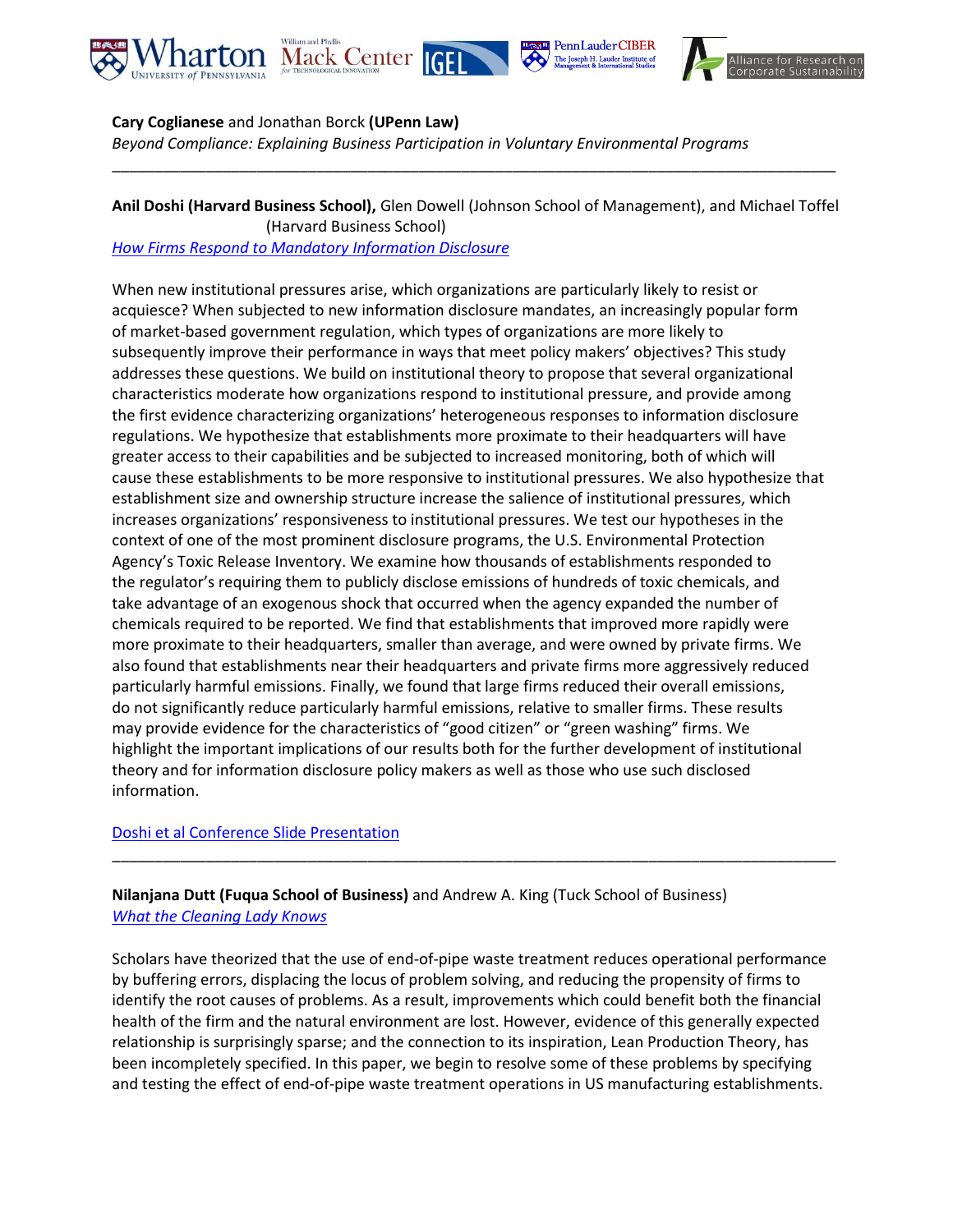**Cary Coglianese** and Jonathan Borck **(UPenn Law)**
*Beyond Compliance: Explaining Business Participation in Voluntary Environmental Programs*

---

**Anil Doshi (Harvard Business School),** Glen Dowell (Johnson School of Management), and Michael Toffel (Harvard Business School)
*How Firms Respond to Mandatory Information Disclosure*

When new institutional pressures arise, which organizations are particularly likely to resist or acquiesce? When subjected to new information disclosure mandates, an increasingly popular form of market-based government regulation, which types of organizations are more likely to subsequently improve their performance in ways that meet policy makers' objectives? This study addresses these questions. We build on institutional theory to propose that several organizational characteristics moderate how organizations respond to institutional pressure, and provide among the first evidence characterizing organizations' heterogeneous responses to information disclosure regulations. We hypothesize that establishments more proximate to their headquarters will have greater access to their capabilities and be subjected to increased monitoring, both of which will cause these establishments to be more responsive to institutional pressures. We also hypothesize that establishment size and ownership structure increase the salience of institutional pressures, which increases organizations' responsiveness to institutional pressures. We test our hypotheses in the context of one of the most prominent disclosure programs, the U.S. Environmental Protection Agency's Toxic Release Inventory. We examine how thousands of establishments responded to the regulator's requiring them to publicly disclose emissions of hundreds of toxic chemicals, and take advantage of an exogenous shock that occurred when the agency expanded the number of chemicals required to be reported. We find that establishments that improved more rapidly were more proximate to their headquarters, smaller than average, and were owned by private firms. We also found that establishments near their headquarters and private firms more aggressively reduced particularly harmful emissions. Finally, we found that large firms reduced their overall emissions, do not significantly reduce particularly harmful emissions, relative to smaller firms. These results may provide evidence for the characteristics of "good citizen" or "green washing" firms. We highlight the important implications of our results both for the further development of institutional theory and for information disclosure policy makers as well as those who use such disclosed information.

Doshi et al Conference Slide Presentation

---

**Nilanjana Dutt (Fuqua School of Business)** and Andrew A. King (Tuck School of Business)
*What the Cleaning Lady Knows*

Scholars have theorized that the use of end-of-pipe waste treatment reduces operational performance by buffering errors, displacing the locus of problem solving, and reducing the propensity of firms to identify the root causes of problems. As a result, improvements which could benefit both the financial health of the firm and the natural environment are lost. However, evidence of this generally expected relationship is surprisingly sparse; and the connection to its inspiration, Lean Production Theory, has been incompletely specified. In this paper, we begin to resolve some of these problems by specifying and testing the effect of end-of-pipe waste treatment operations in US manufacturing establishments.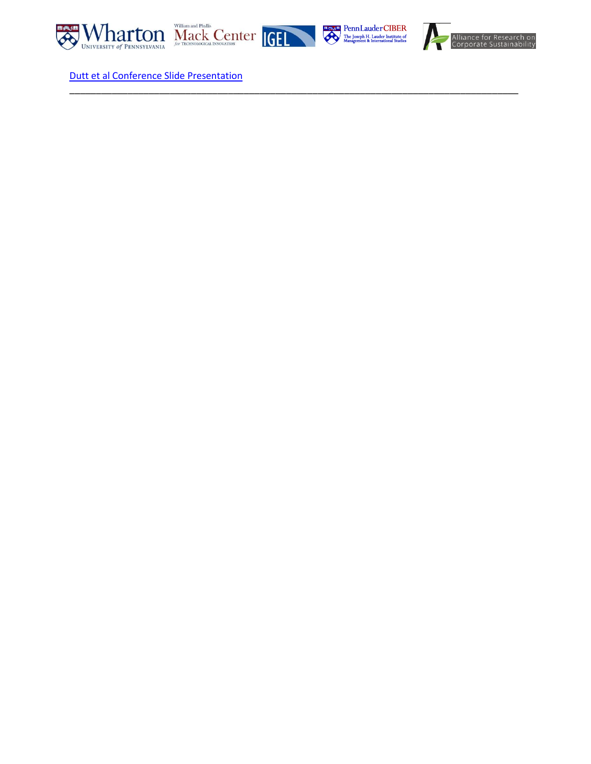[Dutt et al Conference Slide Presentation]

---